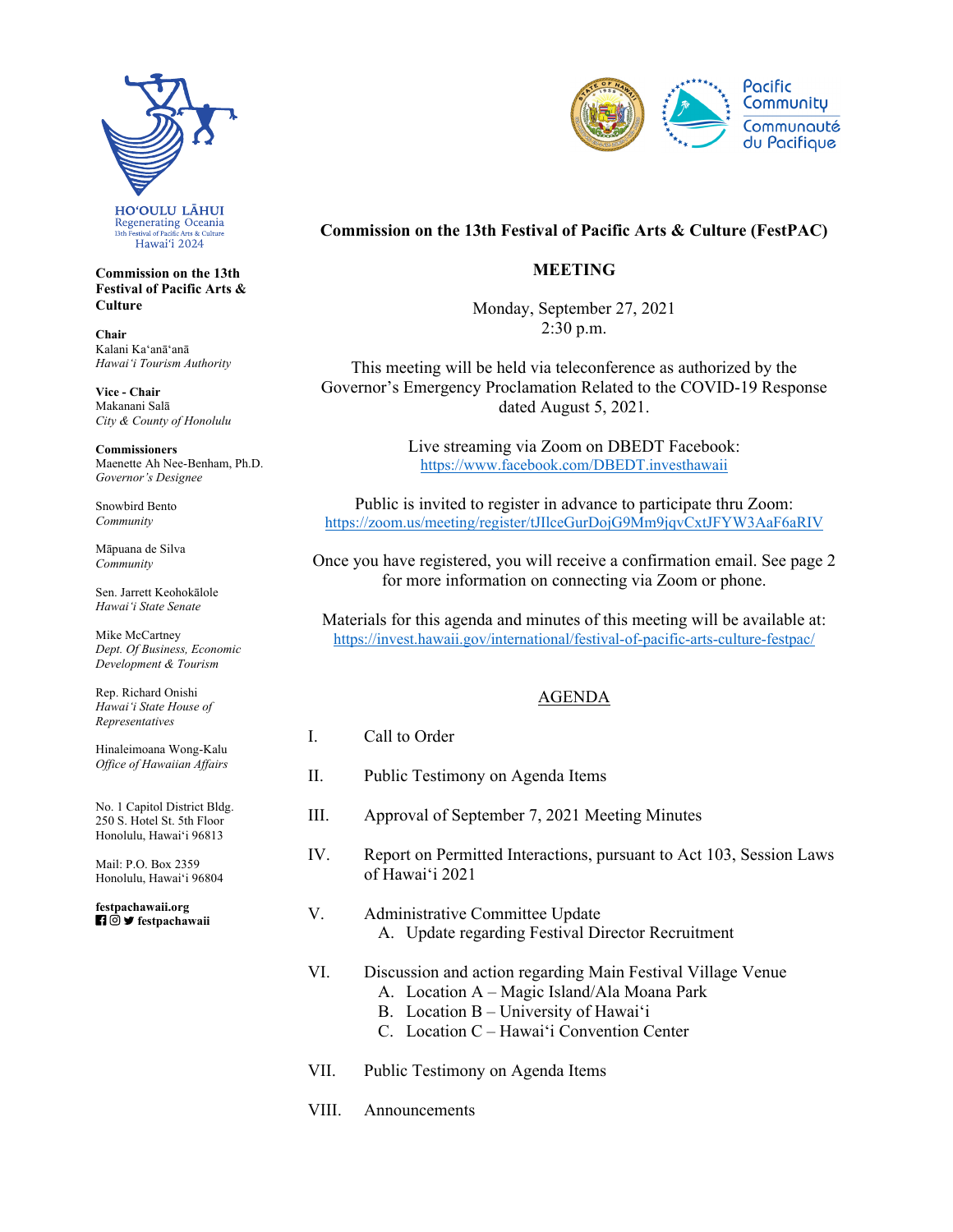HOʻOULU LĀHUI
Regenerating Oceania
13th Festival of Pacific Arts & Culture
Hawaiʻi 2024

**Commission on the 13th Festival of Pacific Arts & Culture**

**Chair**
Kalani Kaʻanāʻanā
*Hawaiʻi Tourism Authority*

**Vice - Chair**
Makanani Salā
*City & County of Honolulu*

**Commissioners**
Maenette Ah Nee-Benham, Ph.D.
*Governor's Designee*

Snowbird Bento
*Community*

Māpuana de Silva
*Community*

Sen. Jarrett Keohokālole
*Hawaiʻi State Senate*

Mike McCartney
*Dept. Of Business, Economic Development & Tourism*

Rep. Richard Onishi
*Hawaiʻi State House of Representatives*

Hinaleimoana Wong-Kalu
*Office of Hawaiian Affairs*

No. 1 Capitol District Bldg.
250 S. Hotel St. 5th Floor
Honolulu, Hawaiʻi 96813

Mail: P.O. Box 2359
Honolulu, Hawaiʻi 96804

**festpachawaii.org**
**festpachawaii**

Pacific Community
Communauté du Pacifique

**Commission on the 13th Festival of Pacific Arts & Culture (FestPAC)**

**MEETING**

Monday, September 27, 2021
2:30 p.m.

This meeting will be held via teleconference as authorized by the Governor's Emergency Proclamation Related to the COVID-19 Response dated August 5, 2021.

Live streaming via Zoom on DBEDT Facebook:
https://www.facebook.com/DBEDT.investhawaii

Public is invited to register in advance to participate thru Zoom:
https://zoom.us/meeting/register/tJIlceGurDojG9Mm9jqvCxtJFYW3AaF6aRIV

Once you have registered, you will receive a confirmation email. See page 2 for more information on connecting via Zoom or phone.

Materials for this agenda and minutes of this meeting will be available at:
https://invest.hawaii.gov/international/festival-of-pacific-arts-culture-festpac/

AGENDA

I. Call to Order

II. Public Testimony on Agenda Items

III. Approval of September 7, 2021 Meeting Minutes

IV. Report on Permitted Interactions, pursuant to Act 103, Session Laws of Hawaiʻi 2021

V. Administrative Committee Update
   A. Update regarding Festival Director Recruitment

VI. Discussion and action regarding Main Festival Village Venue
   A. Location A – Magic Island/Ala Moana Park
   B. Location B – University of Hawaiʻi
   C. Location C – Hawaiʻi Convention Center

VII. Public Testimony on Agenda Items

VIII. Announcements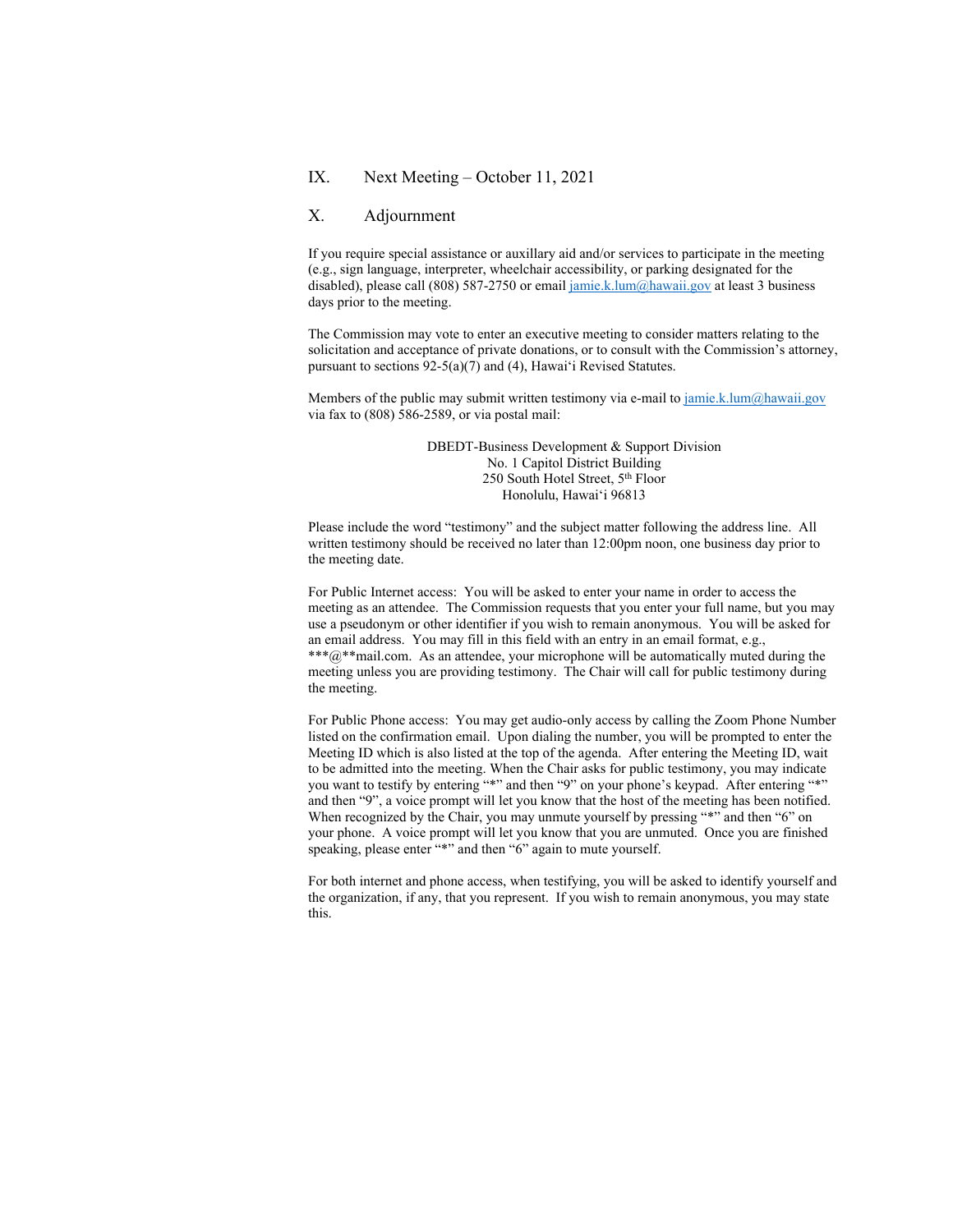## IX. Next Meeting – October 11, 2021

## X. Adjournment

If you require special assistance or auxillary aid and/or services to participate in the meeting (e.g., sign language, interpreter, wheelchair accessibility, or parking designated for the disabled), please call (808) 587-2750 or email jamie.k.lum@hawaii.gov at least 3 business days prior to the meeting.

The Commission may vote to enter an executive meeting to consider matters relating to the solicitation and acceptance of private donations, or to consult with the Commission's attorney, pursuant to sections 92-5(a)(7) and (4), Hawai'i Revised Statutes.

Members of the public may submit written testimony via e-mail to jamie.k.lum@hawaii.gov via fax to (808) 586-2589, or via postal mail:

DBEDT-Business Development & Support Division
No. 1 Capitol District Building
250 South Hotel Street, 5th Floor
Honolulu, Hawai'i 96813

Please include the word "testimony" and the subject matter following the address line. All written testimony should be received no later than 12:00pm noon, one business day prior to the meeting date.

For Public Internet access: You will be asked to enter your name in order to access the meeting as an attendee. The Commission requests that you enter your full name, but you may use a pseudonym or other identifier if you wish to remain anonymous. You will be asked for an email address. You may fill in this field with an entry in an email format, e.g., ***@**mail.com. As an attendee, your microphone will be automatically muted during the meeting unless you are providing testimony. The Chair will call for public testimony during the meeting.

For Public Phone access: You may get audio-only access by calling the Zoom Phone Number listed on the confirmation email. Upon dialing the number, you will be prompted to enter the Meeting ID which is also listed at the top of the agenda. After entering the Meeting ID, wait to be admitted into the meeting. When the Chair asks for public testimony, you may indicate you want to testify by entering "*" and then "9" on your phone's keypad. After entering "*" and then "9", a voice prompt will let you know that the host of the meeting has been notified. When recognized by the Chair, you may unmute yourself by pressing "*" and then "6" on your phone. A voice prompt will let you know that you are unmuted. Once you are finished speaking, please enter "*" and then "6" again to mute yourself.

For both internet and phone access, when testifying, you will be asked to identify yourself and the organization, if any, that you represent. If you wish to remain anonymous, you may state this.